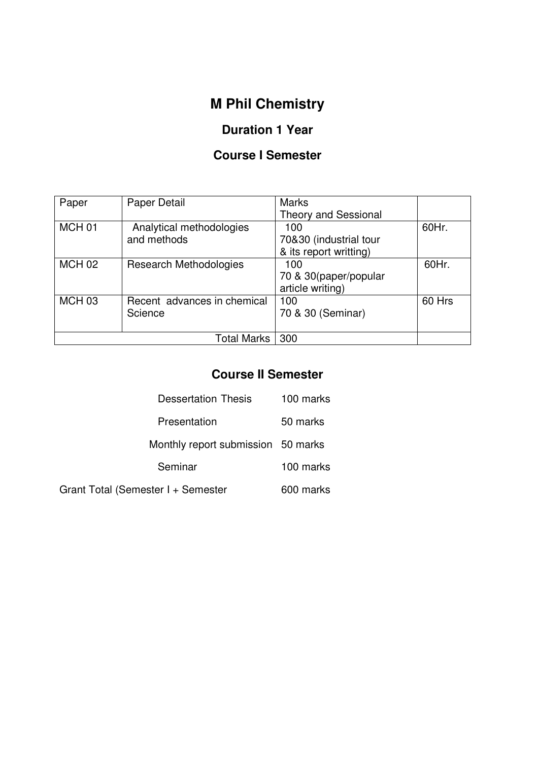# M Phil Chemistry

## Duration 1 Year

## Course I Semester

| Paper | Paper Detail | Marks<br>Theory and Sessional | |
|---|---|---|---|
| MCH 01 | Analytical methodologies and methods | 100<br>70&30 (industrial tour & its report writting) | 60Hr. |
| MCH 02 | Research Methodologies | 100<br>70 & 30(paper/popular article writing) | 60Hr. |
| MCH 03 | Recent advances in chemical Science | 100<br>70 & 30 (Seminar) | 60 Hrs |
| | Total Marks | 300 | |

## Course II Semester

| | |
|---|---|
| Dessertation Thesis | 100 marks |
| Presentation | 50 marks |
| Monthly report submission | 50 marks |
| Seminar | 100 marks |
| Grant Total (Semester I + Semester | 600 marks |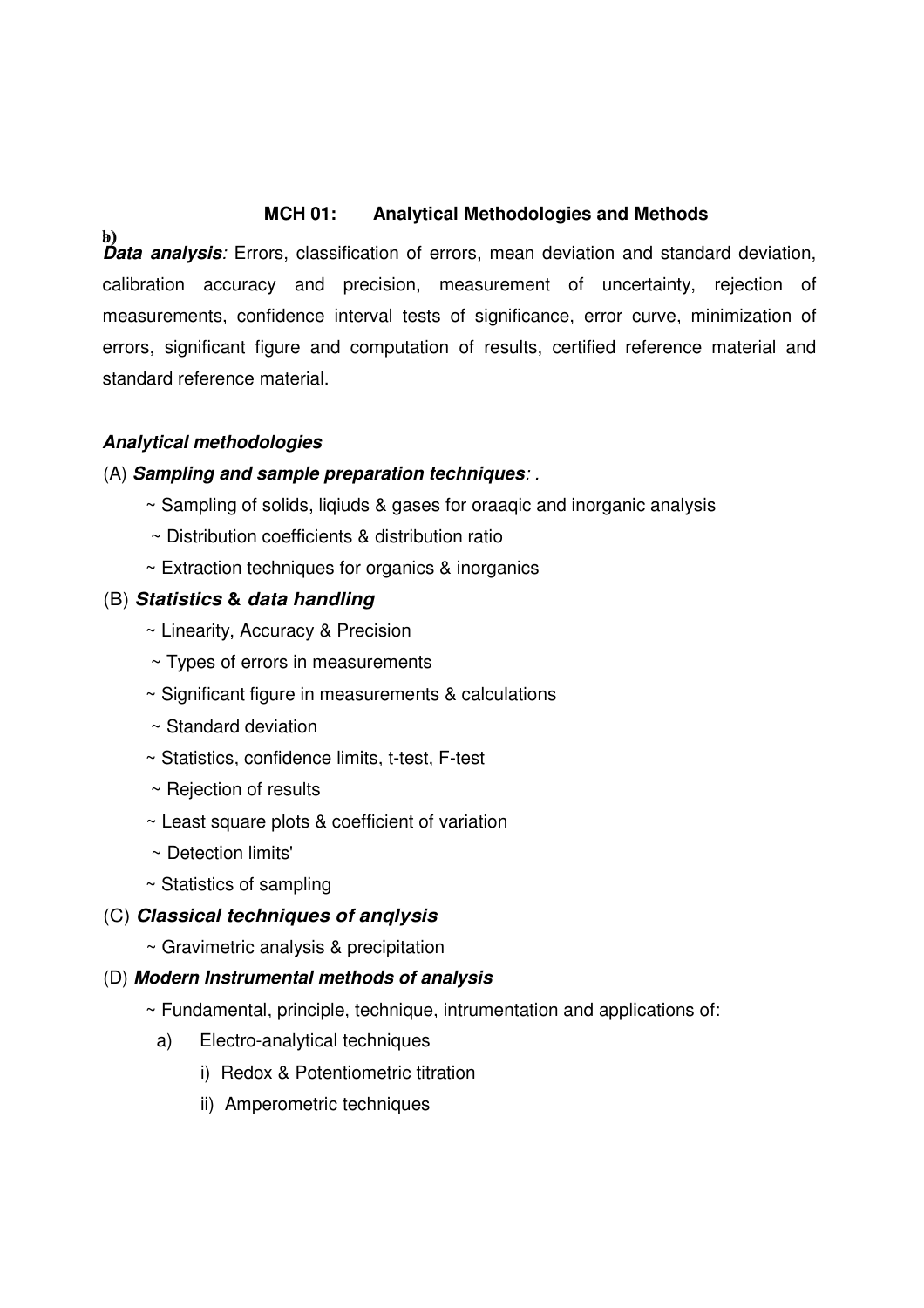**MCH 01: Analytical Methodologies and Methods**

**b)**
***Data analysis**: Errors, classification of errors, mean deviation and standard deviation, calibration accuracy and precision, measurement of uncertainty, rejection of measurements, confidence interval tests of significance, error curve, minimization of errors, significant figure and computation of results, certified reference material and standard reference material.*

***Analytical methodologies***

(A) ***Sampling and sample preparation techniques**: .*

- ~ Sampling of solids, liqiuds & gases for oraaqic and inorganic analysis
- ~ Distribution coefficients & distribution ratio
- ~ Extraction techniques for organics & inorganics

(B) ***Statistics** & **data handling***

- ~ Linearity, Accuracy & Precision
- ~ Types of errors in measurements
- ~ Significant figure in measurements & calculations
- ~ Standard deviation
- ~ Statistics, confidence limits, t-test, F-test
- ~ Rejection of results
- ~ Least square plots & coefficient of variation
- ~ Detection limits'
- ~ Statistics of sampling

(C) ***Classical techniques of anqlysis***

- ~ Gravimetric analysis & precipitation

(D) ***Modern Instrumental methods of analysis***

- ~ Fundamental, principle, technique, intrumentation and applications of:
  - a) Electro-analytical techniques
    - i) Redox & Potentiometric titration
    - ii) Amperometric techniques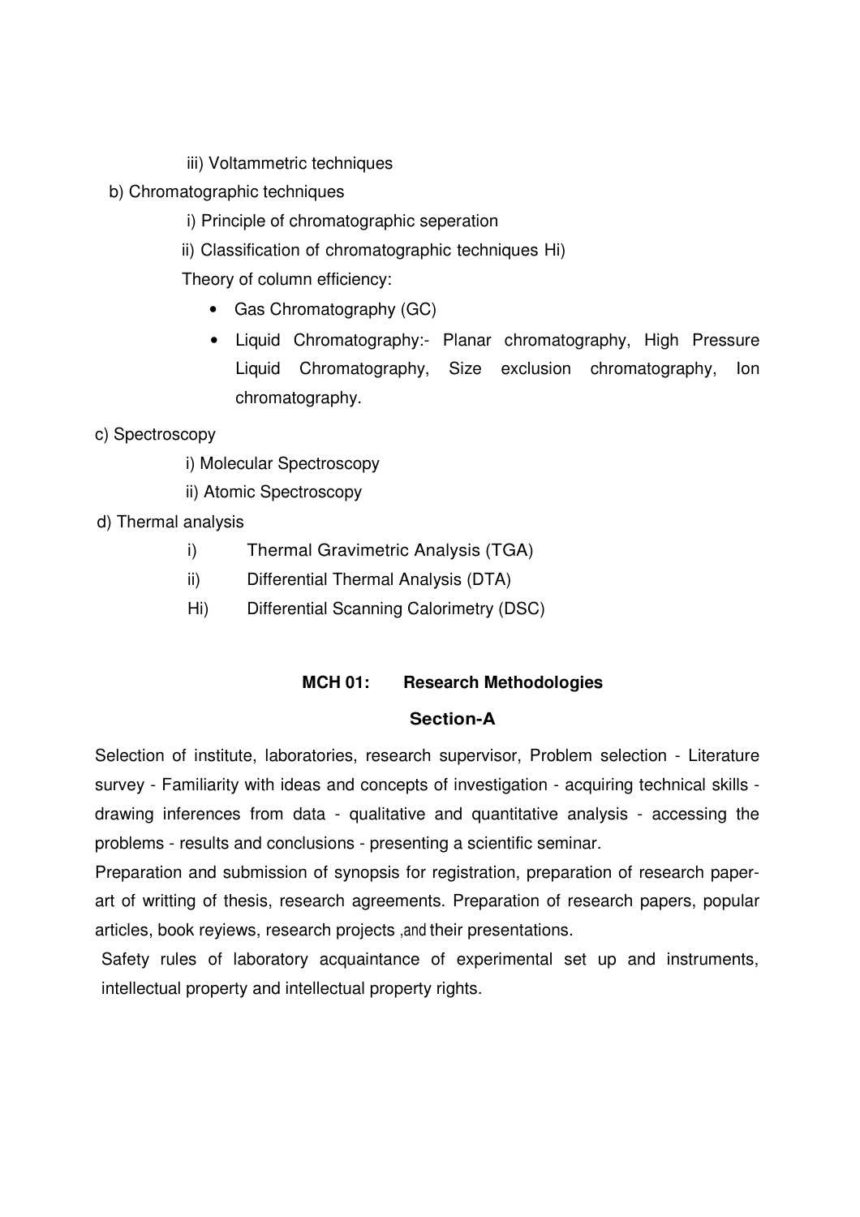iii) Voltammetric techniques

b) Chromatographic techniques

i) Principle of chromatographic seperation

ii) Classification of chromatographic techniques Hi)

Theory of column efficiency:

- Gas Chromatography (GC)
- Liquid Chromatography:- Planar chromatography, High Pressure Liquid Chromatography, Size exclusion chromatography, Ion chromatography.

c) Spectroscopy

i) Molecular Spectroscopy

ii) Atomic Spectroscopy

d) Thermal analysis

i) Thermal Gravimetric Analysis (TGA)

ii) Differential Thermal Analysis (DTA)

Hi) Differential Scanning Calorimetry (DSC)

## MCH 01: Research Methodologies

### Section-A

Selection of institute, laboratories, research supervisor, Problem selection - Literature survey - Familiarity with ideas and concepts of investigation - acquiring technical skills - drawing inferences from data - qualitative and quantitative analysis - accessing the problems - results and conclusions - presenting a scientific seminar.

Preparation and submission of synopsis for registration, preparation of research paper-art of writting of thesis, research agreements. Preparation of research papers, popular articles, book reyiews, research projects ,and their presentations.

Safety rules of laboratory acquaintance of experimental set up and instruments, intellectual property and intellectual property rights.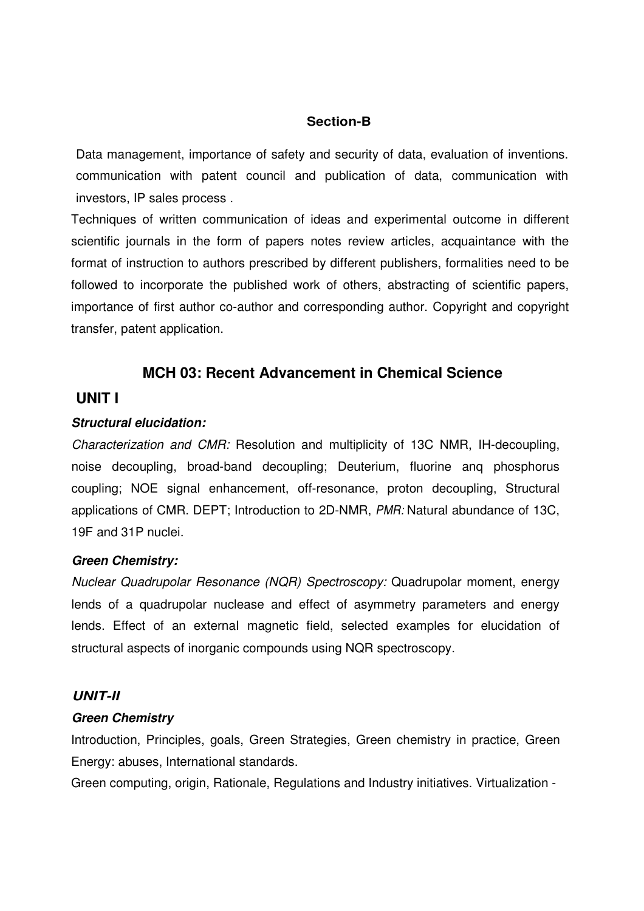**Section-B**

Data management, importance of safety and security of data, evaluation of inventions. communication with patent council and publication of data, communication with investors, IP sales process .

Techniques of written communication of ideas and experimental outcome in different scientific journals in the form of papers notes review articles, acquaintance with the format of instruction to authors prescribed by different publishers, formalities need to be followed to incorporate the published work of others, abstracting of scientific papers, importance of first author co-author and corresponding author. Copyright and copyright transfer, patent application.

## MCH 03: Recent Advancement in Chemical Science

### UNIT I

***Structural elucidation:***

*Characterization and CMR:* Resolution and multiplicity of 13C NMR, IH-decoupling, noise decoupling, broad-band decoupling; Deuterium, fluorine anq phosphorus coupling; NOE signal enhancement, off-resonance, proton decoupling, Structural applications of CMR. DEPT; Introduction to 2D-NMR, *PMR:* Natural abundance of 13C, 19F and 31P nuclei.

***Green Chemistry:***

*Nuclear Quadrupolar Resonance (NQR) Spectroscopy:* Quadrupolar moment, energy lends of a quadrupolar nuclease and effect of asymmetry parameters and energy lends. Effect of an external magnetic field, selected examples for elucidation of structural aspects of inorganic compounds using NQR spectroscopy.

### *UNIT-II*

***Green Chemistry***

Introduction, Principles, goals, Green Strategies, Green chemistry in practice, Green Energy: abuses, International standards.

Green computing, origin, Rationale, Regulations and Industry initiatives. Virtualization -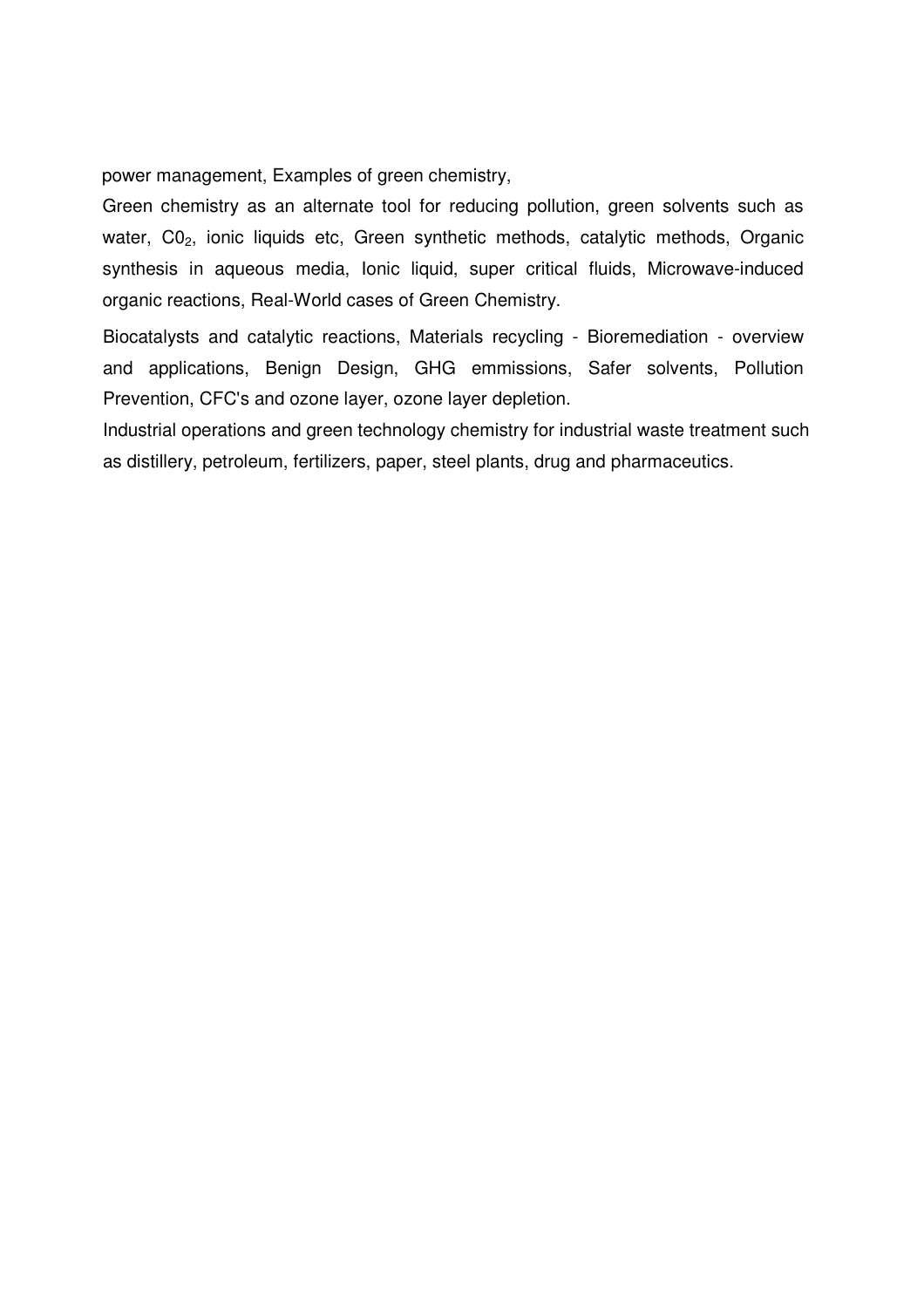power management, Examples of green chemistry,

Green chemistry as an alternate tool for reducing pollution, green solvents such as water, $C0_2$, ionic liquids etc, Green synthetic methods, catalytic methods, Organic synthesis in aqueous media, Ionic liquid, super critical fluids, Microwave-induced organic reactions, Real-World cases of Green Chemistry.

Biocatalysts and catalytic reactions, Materials recycling - Bioremediation - overview and applications, Benign Design, GHG emmissions, Safer solvents, Pollution Prevention, CFC's and ozone layer, ozone layer depletion.

Industrial operations and green technology chemistry for industrial waste treatment such as distillery, petroleum, fertilizers, paper, steel plants, drug and pharmaceutics.